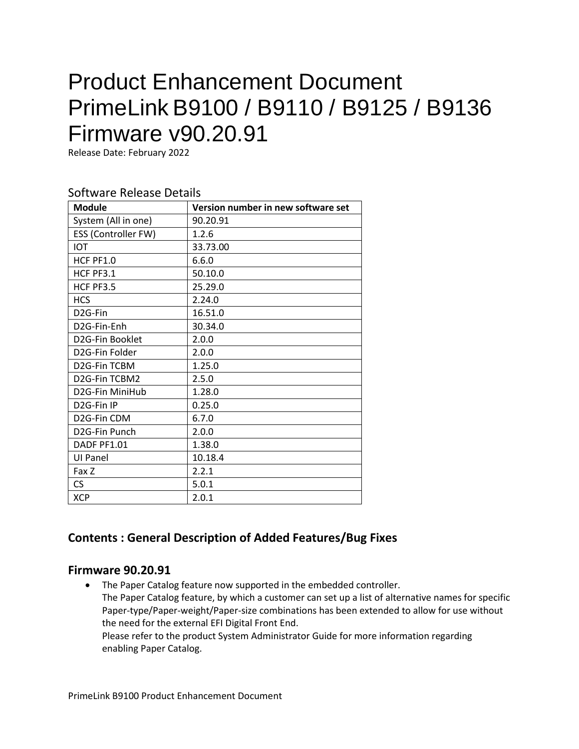# Product Enhancement Document PrimeLink B9100 / B9110 / B9125 / B9136 Firmware v90.20.91

Release Date: February 2022

## Software Release Details

| Module | Version number in new software set |
|---|---|
| System (All in one) | 90.20.91 |
| ESS (Controller FW) | 1.2.6 |
| IOT | 33.73.00 |
| HCF PF1.0 | 6.6.0 |
| HCF PF3.1 | 50.10.0 |
| HCF PF3.5 | 25.29.0 |
| HCS | 2.24.0 |
| D2G-Fin | 16.51.0 |
| D2G-Fin-Enh | 30.34.0 |
| D2G-Fin Booklet | 2.0.0 |
| D2G-Fin Folder | 2.0.0 |
| D2G-Fin TCBM | 1.25.0 |
| D2G-Fin TCBM2 | 2.5.0 |
| D2G-Fin MiniHub | 1.28.0 |
| D2G-Fin IP | 0.25.0 |
| D2G-Fin CDM | 6.7.0 |
| D2G-Fin Punch | 2.0.0 |
| DADF PF1.01 | 1.38.0 |
| UI Panel | 10.18.4 |
| Fax Z | 2.2.1 |
| CS | 5.0.1 |
| XCP | 2.0.1 |

## Contents : General Description of Added Features/Bug Fixes

### Firmware 90.20.91

- The Paper Catalog feature now supported in the embedded controller.
  The Paper Catalog feature, by which a customer can set up a list of alternative names for specific Paper-type/Paper-weight/Paper-size combinations has been extended to allow for use without the need for the external EFI Digital Front End.
  Please refer to the product System Administrator Guide for more information regarding enabling Paper Catalog.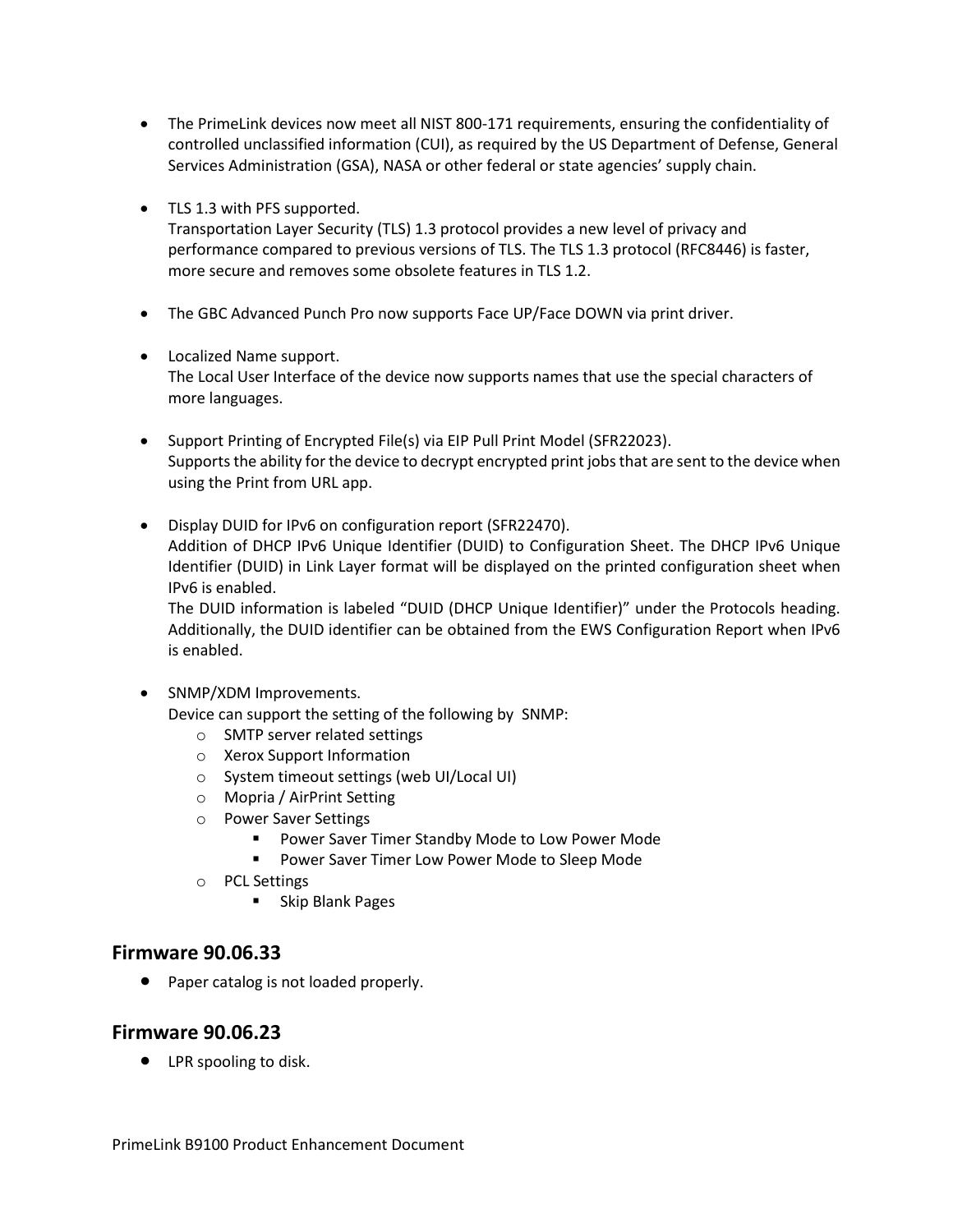- The PrimeLink devices now meet all NIST 800-171 requirements, ensuring the confidentiality of controlled unclassified information (CUI), as required by the US Department of Defense, General Services Administration (GSA), NASA or other federal or state agencies' supply chain.

- TLS 1.3 with PFS supported.
  Transportation Layer Security (TLS) 1.3 protocol provides a new level of privacy and performance compared to previous versions of TLS. The TLS 1.3 protocol (RFC8446) is faster, more secure and removes some obsolete features in TLS 1.2.

- The GBC Advanced Punch Pro now supports Face UP/Face DOWN via print driver.

- Localized Name support.
  The Local User Interface of the device now supports names that use the special characters of more languages.

- Support Printing of Encrypted File(s) via EIP Pull Print Model (SFR22023).
  Supports the ability for the device to decrypt encrypted print jobs that are sent to the device when using the Print from URL app.

- Display DUID for IPv6 on configuration report (SFR22470).
  Addition of DHCP IPv6 Unique Identifier (DUID) to Configuration Sheet. The DHCP IPv6 Unique Identifier (DUID) in Link Layer format will be displayed on the printed configuration sheet when IPv6 is enabled.
  The DUID information is labeled "DUID (DHCP Unique Identifier)" under the Protocols heading. Additionally, the DUID identifier can be obtained from the EWS Configuration Report when IPv6 is enabled.

- SNMP/XDM Improvements.
  Device can support the setting of the following by SNMP:
  - SMTP server related settings
  - Xerox Support Information
  - System timeout settings (web UI/Local UI)
  - Mopria / AirPrint Setting
  - Power Saver Settings
    - Power Saver Timer Standby Mode to Low Power Mode
    - Power Saver Timer Low Power Mode to Sleep Mode
  - PCL Settings
    - Skip Blank Pages

## Firmware 90.06.33

- Paper catalog is not loaded properly.

## Firmware 90.06.23

- LPR spooling to disk.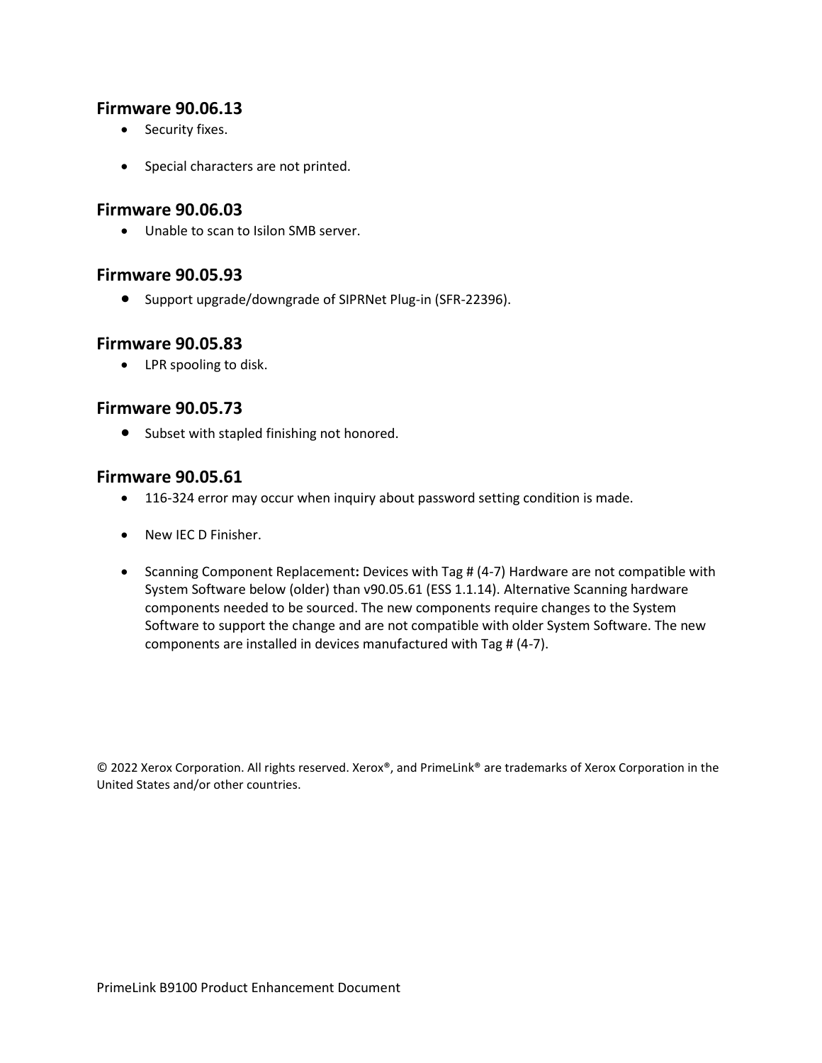## Firmware 90.06.13

- Security fixes.
- Special characters are not printed.

## Firmware 90.06.03

- Unable to scan to Isilon SMB server.

## Firmware 90.05.93

- Support upgrade/downgrade of SIPRNet Plug-in (SFR-22396).

## Firmware 90.05.83

- LPR spooling to disk.

## Firmware 90.05.73

- Subset with stapled finishing not honored.

## Firmware 90.05.61

- 116-324 error may occur when inquiry about password setting condition is made.
- New IEC D Finisher.
- Scanning Component Replacement**:** Devices with Tag # (4-7) Hardware are not compatible with System Software below (older) than v90.05.61 (ESS 1.1.14). Alternative Scanning hardware components needed to be sourced. The new components require changes to the System Software to support the change and are not compatible with older System Software. The new components are installed in devices manufactured with Tag # (4-7).

© 2022 Xerox Corporation. All rights reserved. Xerox®, and PrimeLink® are trademarks of Xerox Corporation in the United States and/or other countries.